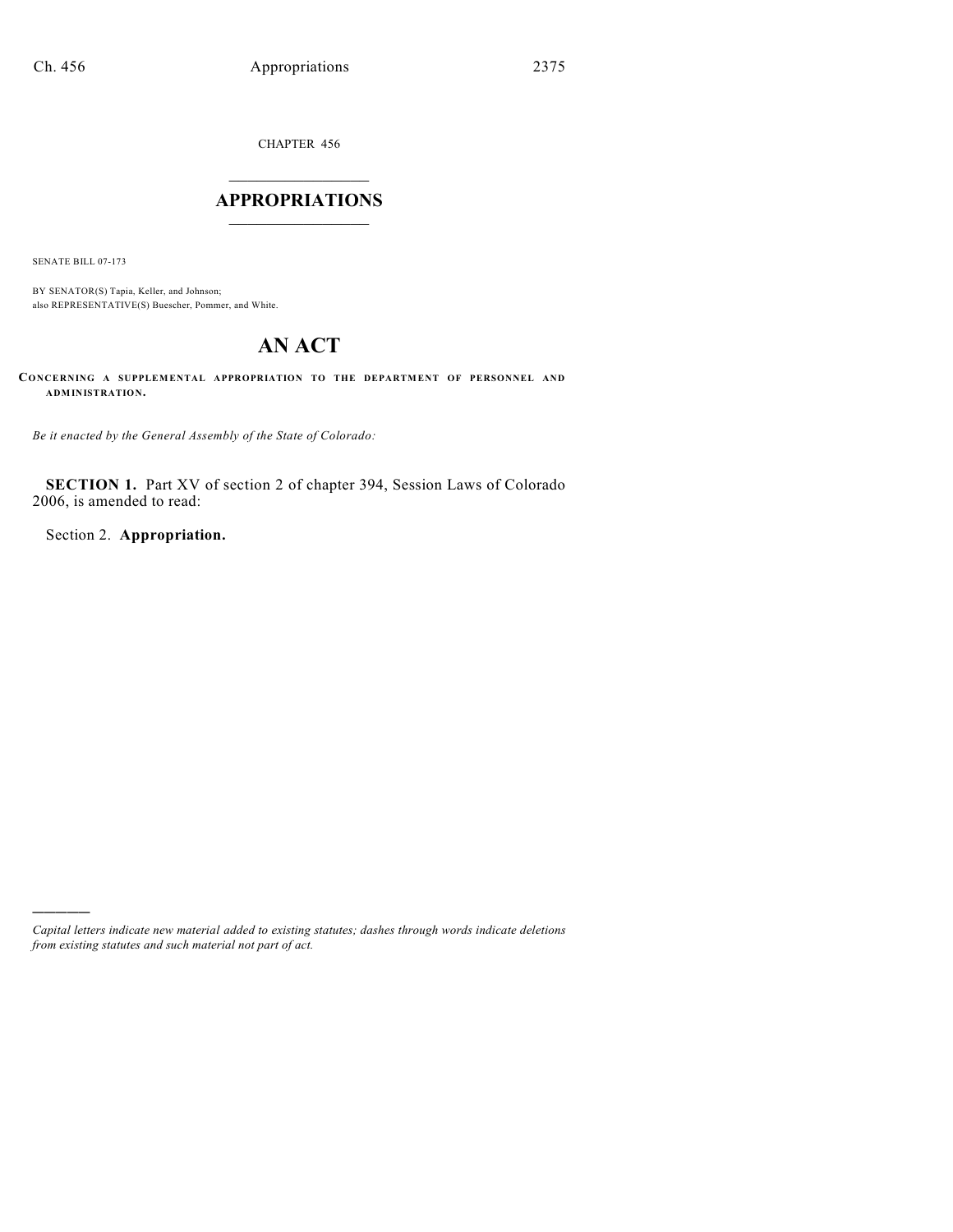CHAPTER 456

# APPROPRIATIONS

SENATE BILL 07-173

BY SENATOR(S) Tapia, Keller, and Johnson;
also REPRESENTATIVE(S) Buescher, Pommer, and White.

# AN ACT

**CONCERNING A SUPPLEMENTAL APPROPRIATION TO THE DEPARTMENT OF PERSONNEL AND ADMINISTRATION.**

*Be it enacted by the General Assembly of the State of Colorado:*

**SECTION 1.** Part XV of section 2 of chapter 394, Session Laws of Colorado 2006, is amended to read:

Section 2. **Appropriation.**

---

*Capital letters indicate new material added to existing statutes; dashes through words indicate deletions from existing statutes and such material not part of act.*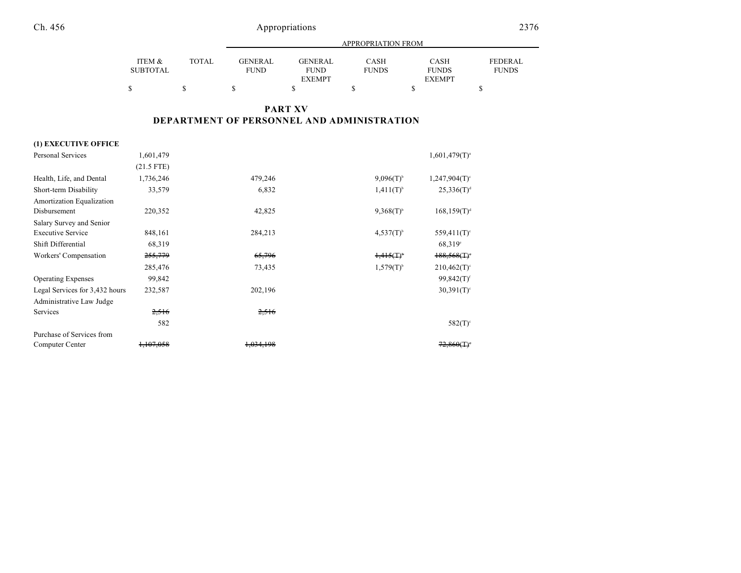## PART XV
## DEPARTMENT OF PERSONNEL AND ADMINISTRATION

| | ITEM & SUBTOTAL | TOTAL | GENERAL FUND | GENERAL FUND EXEMPT | CASH FUNDS | CASH FUNDS EXEMPT | FEDERAL FUNDS |
|---|---|---|---|---|---|---|---|
| | $ | $ | $ | $ | $ | $ | $ |
| **(1) EXECUTIVE OFFICE** | | | | | | | |
| Personal Services | 1,601,479 | | | | | 1,601,479(T)[a] | |
| | (21.5 FTE) | | | | | | |
| Health, Life, and Dental | 1,736,246 | | 479,246 | | 9,096(T)[b] | 1,247,904(T)[c] | |
| Short-term Disability | 33,579 | | 6,832 | | 1,411(T)[b] | 25,336(T)[d] | |
| Amortization Equalization Disbursement | 220,352 | | 42,825 | | 9,368(T)[b] | 168,159(T)[d] | |
| Salary Survey and Senior Executive Service | 848,161 | | 284,213 | | 4,537(T)[b] | 559,411(T)[c] | |
| Shift Differential | 68,319 | | | | | 68,319[e] | |
| Workers' Compensation | ~~255,779~~ | | ~~65,796~~ | | ~~1,415(T)[b]~~ | ~~188,568(T)[c]~~ | |
| | 285,476 | | 73,435 | | 1,579(T)[b] | 210,462(T)[c] | |
| Operating Expenses | 99,842 | | | | | 99,842(T)[f] | |
| Legal Services for 3,432 hours | 232,587 | | 202,196 | | | 30,391(T)[c] | |
| Administrative Law Judge Services | ~~2,516~~ | | ~~2,516~~ | | | | |
| | 582 | | | | | 582(T)[c] | |
| Purchase of Services from Computer Center | ~~1,107,058~~ | | ~~1,034,198~~ | | | ~~72,860(T)[c]~~ | |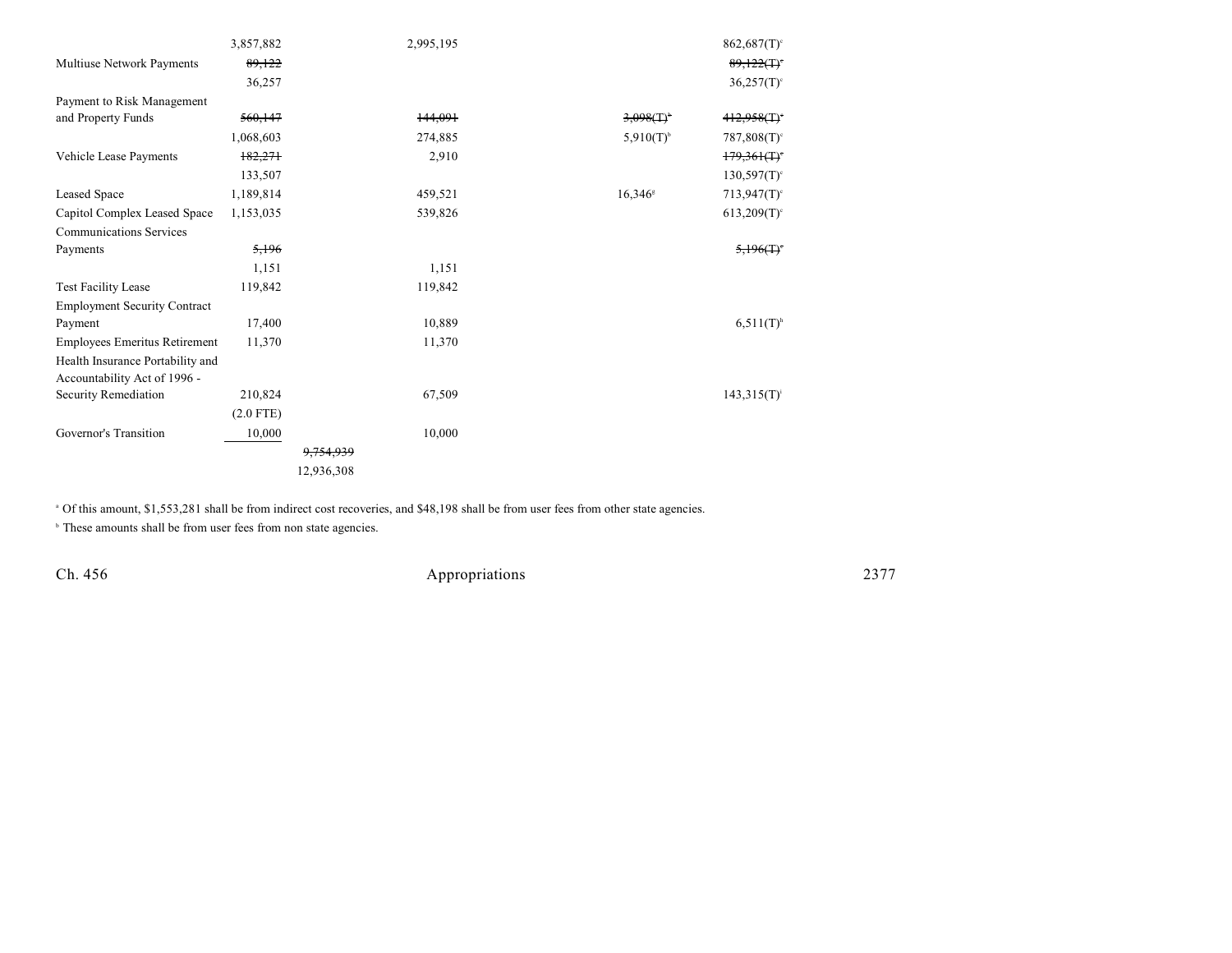| | | | | | |
|---|---|---|---|---|---|
| | 3,857,882 | | 2,995,195 | | 862,687(T)[c] |
| Multiuse Network Payments | ~~89,122~~ | | | | ~~89,122(T)[c]~~ |
| | 36,257 | | | | 36,257(T)[c] |
| Payment to Risk Management and Property Funds | ~~560,147~~ | | ~~144,091~~ | ~~3,098(T)[b]~~ | ~~412,958(T)[c]~~ |
| | 1,068,603 | | 274,885 | 5,910(T)[b] | 787,808(T)[c] |
| Vehicle Lease Payments | ~~182,271~~ | | 2,910 | | ~~179,361(T)[c]~~ |
| | 133,507 | | | | 130,597(T)[c] |
| Leased Space | 1,189,814 | | 459,521 | 16,346[g] | 713,947(T)[c] |
| Capitol Complex Leased Space | 1,153,035 | | 539,826 | | 613,209(T)[c] |
| Communications Services Payments | ~~5,196~~ | | | | ~~5,196(T)[c]~~ |
| | 1,151 | | 1,151 | | |
| Test Facility Lease | 119,842 | | 119,842 | | |
| Employment Security Contract Payment | 17,400 | | 10,889 | | 6,511(T)[h] |
| Employees Emeritus Retirement | 11,370 | | 11,370 | | |
| Health Insurance Portability and Accountability Act of 1996 - Security Remediation | 210,824 | | 67,509 | | 143,315(T)[i] |
| | (2.0 FTE) | | | | |
| Governor's Transition | 10,000 | | 10,000 | | |
| | | ~~9,754,939~~ | | | |
| | | 12,936,308 | | | |

[a] Of this amount, $1,553,281 shall be from indirect cost recoveries, and $48,198 shall be from user fees from other state agencies.

[b] These amounts shall be from user fees from non state agencies.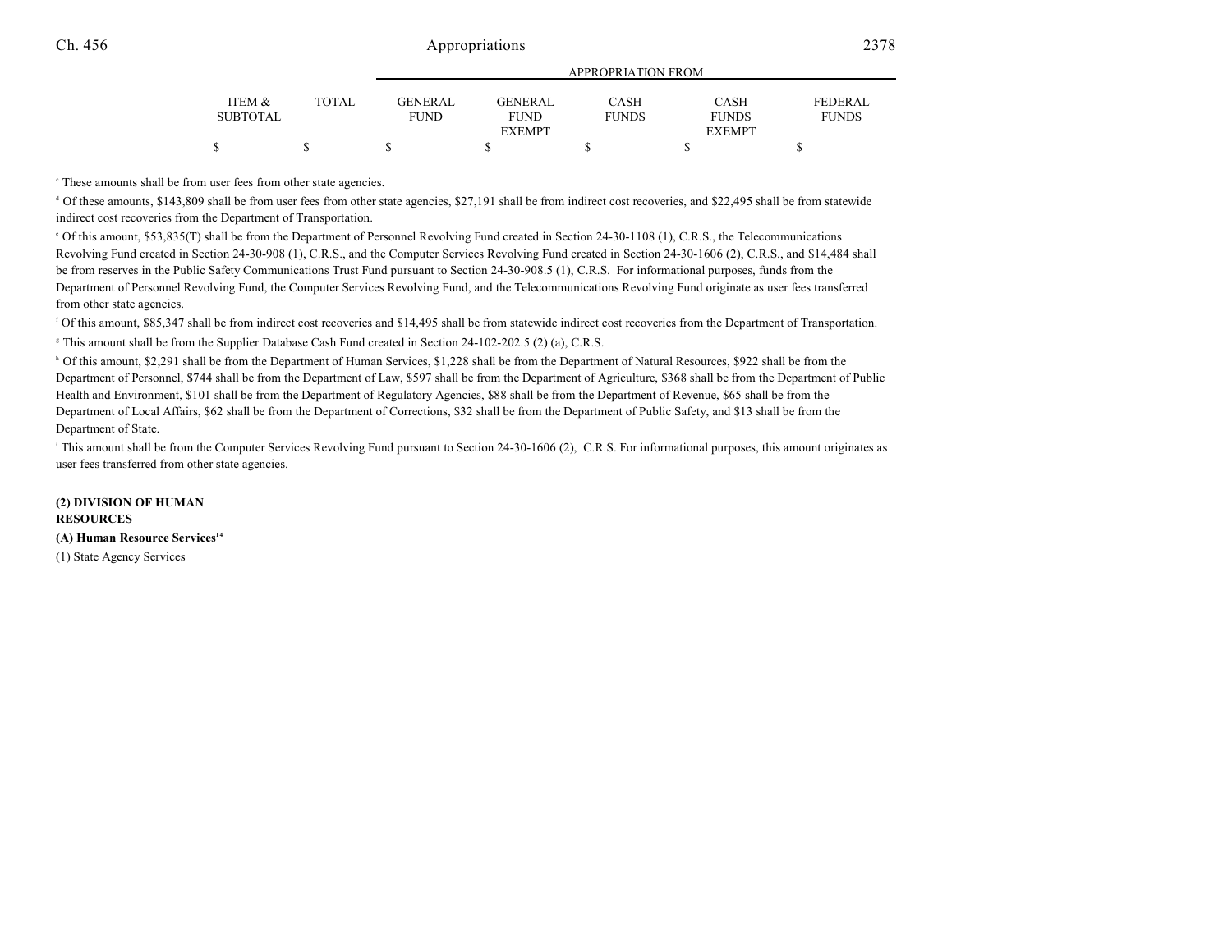| ITEM & SUBTOTAL | TOTAL | GENERAL FUND | GENERAL FUND EXEMPT | CASH FUNDS | CASH FUNDS EXEMPT | FEDERAL FUNDS |
|---|---|---|---|---|---|---|
| | | APPROPRIATION FROM | | | | |
| $ | $ | $ | $ | $ | $ | $ |

[c] These amounts shall be from user fees from other state agencies.

[d] Of these amounts, $143,809 shall be from user fees from other state agencies, $27,191 shall be from indirect cost recoveries, and $22,495 shall be from statewide indirect cost recoveries from the Department of Transportation.

[e] Of this amount, $53,835(T) shall be from the Department of Personnel Revolving Fund created in Section 24-30-1108 (1), C.R.S., the Telecommunications Revolving Fund created in Section 24-30-908 (1), C.R.S., and the Computer Services Revolving Fund created in Section 24-30-1606 (2), C.R.S., and $14,484 shall be from reserves in the Public Safety Communications Trust Fund pursuant to Section 24-30-908.5 (1), C.R.S. For informational purposes, funds from the Department of Personnel Revolving Fund, the Computer Services Revolving Fund, and the Telecommunications Revolving Fund originate as user fees transferred from other state agencies.

[f] Of this amount, $85,347 shall be from indirect cost recoveries and $14,495 shall be from statewide indirect cost recoveries from the Department of Transportation.

[g] This amount shall be from the Supplier Database Cash Fund created in Section 24-102-202.5 (2) (a), C.R.S.

[h] Of this amount, $2,291 shall be from the Department of Human Services, $1,228 shall be from the Department of Natural Resources, $922 shall be from the Department of Personnel, $744 shall be from the Department of Law, $597 shall be from the Department of Agriculture, $368 shall be from the Department of Public Health and Environment, $101 shall be from the Department of Regulatory Agencies, $88 shall be from the Department of Revenue, $65 shall be from the Department of Local Affairs, $62 shall be from the Department of Corrections, $32 shall be from the Department of Public Safety, and $13 shall be from the Department of State.

[i] This amount shall be from the Computer Services Revolving Fund pursuant to Section 24-30-1606 (2), C.R.S. For informational purposes, this amount originates as user fees transferred from other state agencies.

**(2) DIVISION OF HUMAN RESOURCES**

**(A) Human Resource Services**[14]

(1) State Agency Services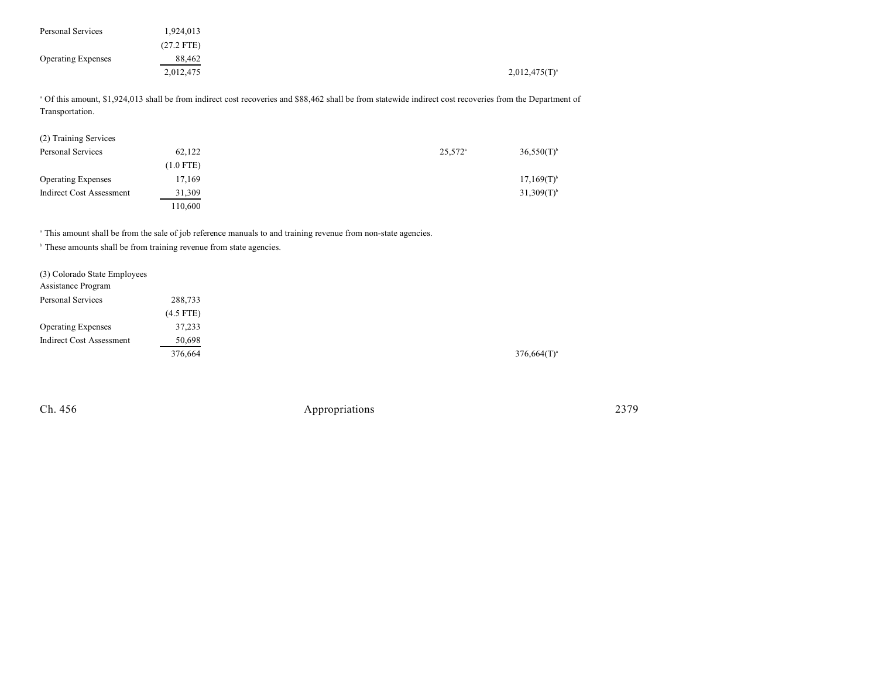| | | | | |
|---|---|---|---|---|
| Personal Services | 1,924,013 | | | |
| | (27.2 FTE) | | | |
| Operating Expenses | 88,462 | | | |
| | 2,012,475 | | | 2,012,475(T)[a] |

[a] Of this amount, $1,924,013 shall be from indirect cost recoveries and $88,462 shall be from statewide indirect cost recoveries from the Department of Transportation.

| (2) Training Services | | | | |
|---|---|---|---|---|
| Personal Services | 62,122 | | 25,572[a] | 36,550(T)[b] |
| | (1.0 FTE) | | | |
| Operating Expenses | 17,169 | | | 17,169(T)[b] |
| Indirect Cost Assessment | 31,309 | | | 31,309(T)[b] |
| | 110,600 | | | |

[a] This amount shall be from the sale of job reference manuals to and training revenue from non-state agencies.

[b] These amounts shall be from training revenue from state agencies.

| (3) Colorado State Employees Assistance Program | | | | |
|---|---|---|---|---|
| Personal Services | 288,733 | | | |
| | (4.5 FTE) | | | |
| Operating Expenses | 37,233 | | | |
| Indirect Cost Assessment | 50,698 | | | |
| | 376,664 | | | 376,664(T)[a] |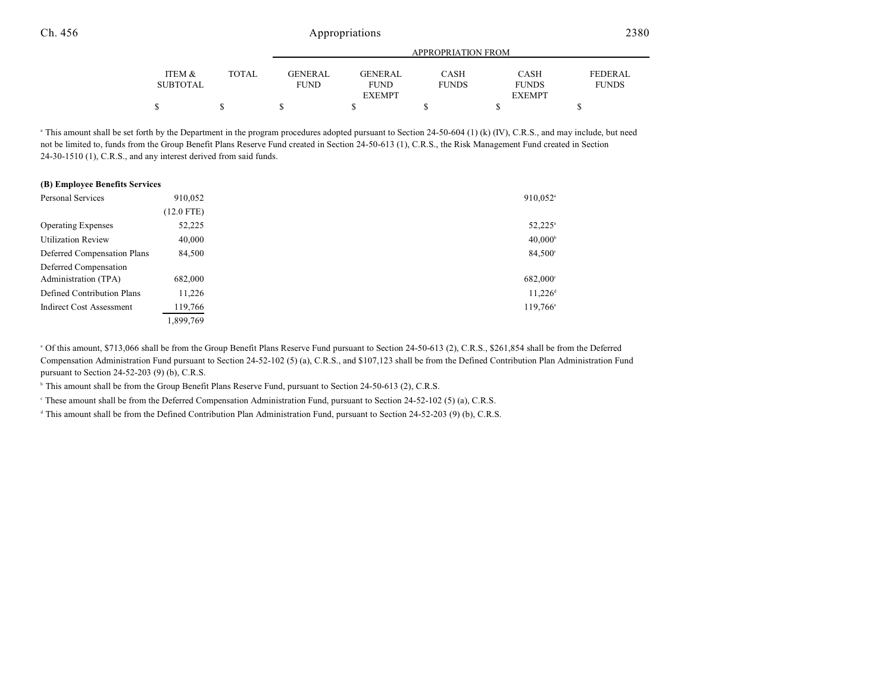| | ITEM & SUBTOTAL | TOTAL | APPROPRIATION FROM GENERAL FUND | GENERAL FUND EXEMPT | CASH FUNDS | CASH FUNDS EXEMPT | FEDERAL FUNDS |
|---|---|---|---|---|---|---|---|
| | $ | $ | $ | $ | $ | $ | $ |

[a] This amount shall be set forth by the Department in the program procedures adopted pursuant to Section 24-50-604 (1) (k) (IV), C.R.S., and may include, but need not be limited to, funds from the Group Benefit Plans Reserve Fund created in Section 24-50-613 (1), C.R.S., the Risk Management Fund created in Section 24-30-1510 (1), C.R.S., and any interest derived from said funds.

**(B) Employee Benefits Services**

| | ITEM & SUBTOTAL | TOTAL | GENERAL FUND | GENERAL FUND EXEMPT | CASH FUNDS | CASH FUNDS EXEMPT | FEDERAL FUNDS |
|---|---|---|---|---|---|---|---|
| Personal Services | 910,052 | | | | | 910,052[a] | |
| | (12.0 FTE) | | | | | | |
| Operating Expenses | 52,225 | | | | | 52,225[a] | |
| Utilization Review | 40,000 | | | | | 40,000[b] | |
| Deferred Compensation Plans | 84,500 | | | | | 84,500[c] | |
| Deferred Compensation Administration (TPA) | 682,000 | | | | | 682,000[c] | |
| Defined Contribution Plans | 11,226 | | | | | 11,226[d] | |
| Indirect Cost Assessment | 119,766 | | | | | 119,766[a] | |
| | 1,899,769 | | | | | | |

[a] Of this amount, $713,066 shall be from the Group Benefit Plans Reserve Fund pursuant to Section 24-50-613 (2), C.R.S., $261,854 shall be from the Deferred Compensation Administration Fund pursuant to Section 24-52-102 (5) (a), C.R.S., and $107,123 shall be from the Defined Contribution Plan Administration Fund pursuant to Section 24-52-203 (9) (b), C.R.S.

[b] This amount shall be from the Group Benefit Plans Reserve Fund, pursuant to Section 24-50-613 (2), C.R.S.

[c] These amount shall be from the Deferred Compensation Administration Fund, pursuant to Section 24-52-102 (5) (a), C.R.S.

[d] This amount shall be from the Defined Contribution Plan Administration Fund, pursuant to Section 24-52-203 (9) (b), C.R.S.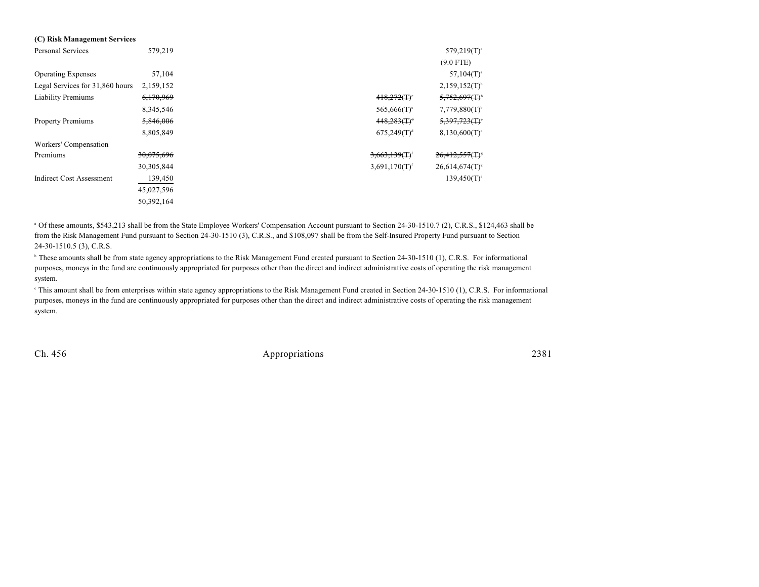**(C) Risk Management Services**

| | | | | | |
|---|---|---|---|---|---|
| Personal Services | 579,219 | | | | 579,219(T)[a] |
| | | | | | (9.0 FTE) |
| Operating Expenses | 57,104 | | | | 57,104(T)[a] |
| Legal Services for 31,860 hours | 2,159,152 | | | | 2,159,152(T)[b] |
| Liability Premiums | ~~6,170,969~~ | | | ~~418,272(T)[c]~~ | ~~5,752,697(T)[b]~~ |
| | 8,345,546 | | | 565,666(T)[c] | 7,779,880(T)[b] |
| Property Premiums | ~~5,846,006~~ | | | ~~448,283(T)[d]~~ | ~~5,397,723(T)[e]~~ |
| | 8,805,849 | | | 675,249(T)[d] | 8,130,600(T)[e] |
| Workers' Compensation | | | | | |
| Premiums | ~~30,075,696~~ | | | ~~3,663,139(T)[f]~~ | ~~26,412,557(T)[g]~~ |
| | 30,305,844 | | | 3,691,170(T)[f] | 26,614,674(T)[g] |
| Indirect Cost Assessment | 139,450 | | | | 139,450(T)[a] |
| | ~~45,027,596~~ | | | | |
| | 50,392,164 | | | | |

[a] Of these amounts, $543,213 shall be from the State Employee Workers' Compensation Account pursuant to Section 24-30-1510.7 (2), C.R.S., $124,463 shall be from the Risk Management Fund pursuant to Section 24-30-1510 (3), C.R.S., and $108,097 shall be from the Self-Insured Property Fund pursuant to Section 24-30-1510.5 (3), C.R.S.

[b] These amounts shall be from state agency appropriations to the Risk Management Fund created pursuant to Section 24-30-1510 (1), C.R.S. For informational purposes, moneys in the fund are continuously appropriated for purposes other than the direct and indirect administrative costs of operating the risk management system.

[c] This amount shall be from enterprises within state agency appropriations to the Risk Management Fund created in Section 24-30-1510 (1), C.R.S. For informational purposes, moneys in the fund are continuously appropriated for purposes other than the direct and indirect administrative costs of operating the risk management system.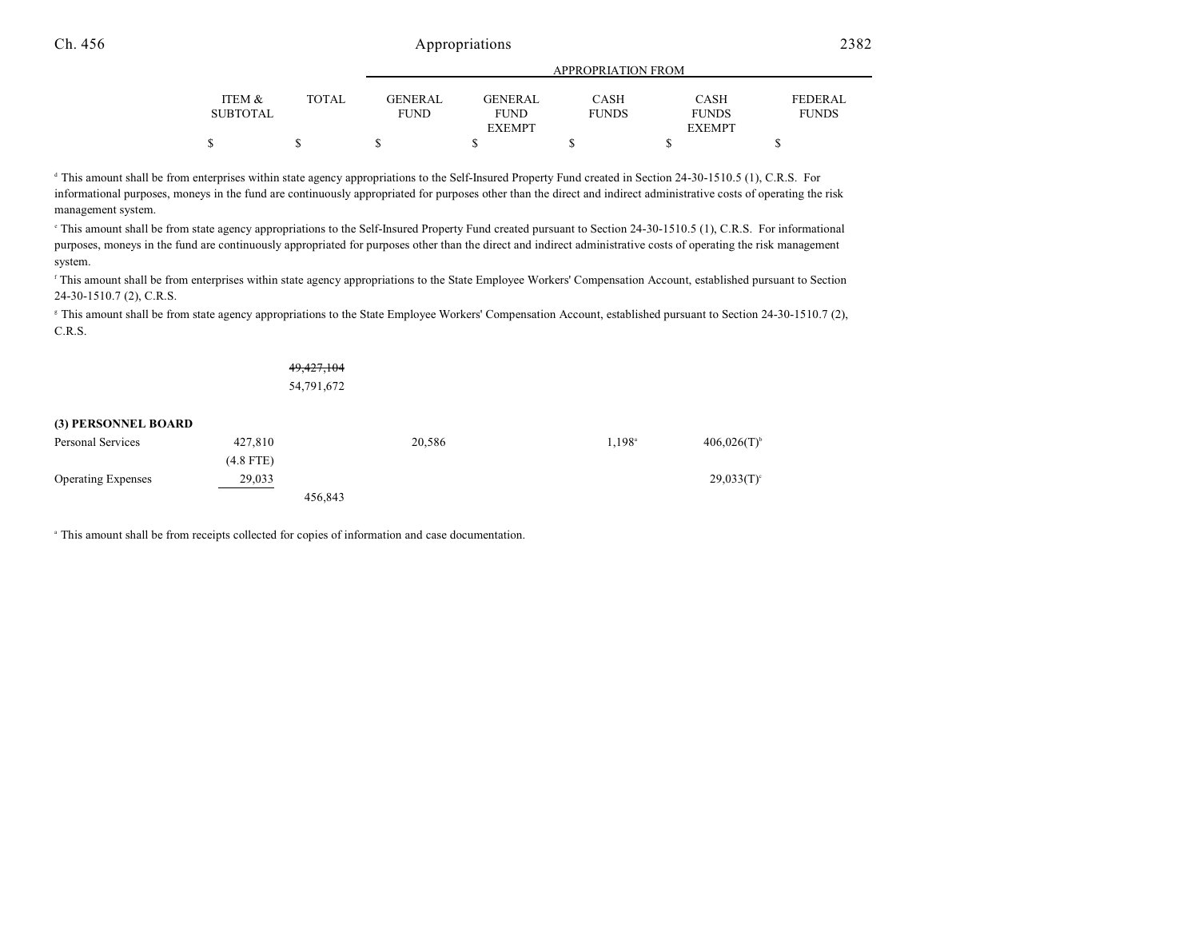| | ITEM & SUBTOTAL | TOTAL | APPROPRIATION FROM GENERAL FUND | GENERAL FUND EXEMPT | CASH FUNDS | CASH FUNDS EXEMPT | FEDERAL FUNDS |
|---|---|---|---|---|---|---|---|
| | $ | $ | $ | $ | $ | $ | $ |

[d] This amount shall be from enterprises within state agency appropriations to the Self-Insured Property Fund created in Section 24-30-1510.5 (1), C.R.S. For informational purposes, moneys in the fund are continuously appropriated for purposes other than the direct and indirect administrative costs of operating the risk management system.

[e] This amount shall be from state agency appropriations to the Self-Insured Property Fund created pursuant to Section 24-30-1510.5 (1), C.R.S. For informational purposes, moneys in the fund are continuously appropriated for purposes other than the direct and indirect administrative costs of operating the risk management system.

[f] This amount shall be from enterprises within state agency appropriations to the State Employee Workers' Compensation Account, established pursuant to Section 24-30-1510.7 (2), C.R.S.

[g] This amount shall be from state agency appropriations to the State Employee Workers' Compensation Account, established pursuant to Section 24-30-1510.7 (2), C.R.S.

| | ITEM & SUBTOTAL | TOTAL | GENERAL FUND | GENERAL FUND EXEMPT | CASH FUNDS | CASH FUNDS EXEMPT | FEDERAL FUNDS |
|---|---|---|---|---|---|---|---|
| | | ~~49,427,104~~ | | | | | |
| | | 54,791,672 | | | | | |
| **(3) PERSONNEL BOARD** | | | | | | | |
| Personal Services | 427,810 | | 20,586 | | 1,198[a] | 406,026(T)[b] | |
| | (4.8 FTE) | | | | | | |
| Operating Expenses | 29,033 | | | | | 29,033(T)[c] | |
| | | 456,843 | | | | | |

[a] This amount shall be from receipts collected for copies of information and case documentation.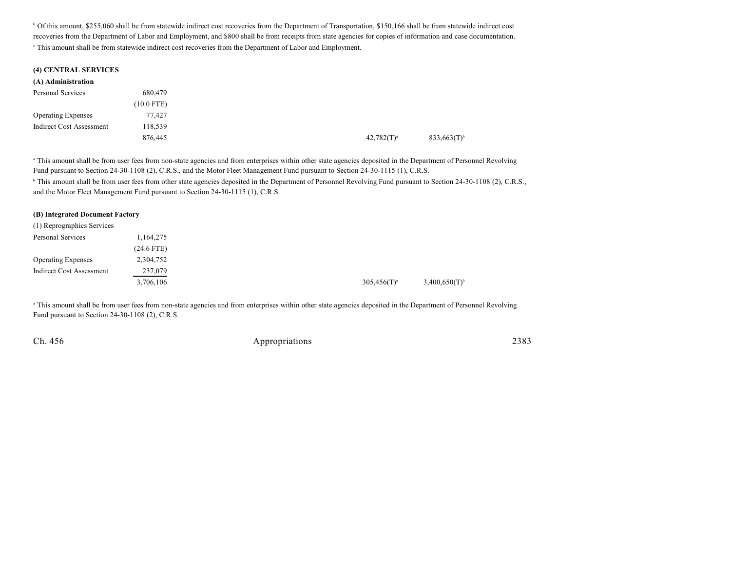[b] Of this amount, $255,060 shall be from statewide indirect cost recoveries from the Department of Transportation, $150,166 shall be from statewide indirect cost recoveries from the Department of Labor and Employment, and $800 shall be from receipts from state agencies for copies of information and case documentation.

[c] This amount shall be from statewide indirect cost recoveries from the Department of Labor and Employment.

**(4) CENTRAL SERVICES**

**(A) Administration**

| | | | | | |
|---|---|---|---|---|---|
| Personal Services | 680,479 | | | | |
| | (10.0 FTE) | | | | |
| Operating Expenses | 77,427 | | | | |
| Indirect Cost Assessment | 118,539 | | | | |
| | 876,445 | | | 42,782(T)[a] | 833,663(T)[b] |

[a] This amount shall be from user fees from non-state agencies and from enterprises within other state agencies deposited in the Department of Personnel Revolving Fund pursuant to Section 24-30-1108 (2), C.R.S., and the Motor Fleet Management Fund pursuant to Section 24-30-1115 (1), C.R.S.

[b] This amount shall be from user fees from other state agencies deposited in the Department of Personnel Revolving Fund pursuant to Section 24-30-1108 (2), C.R.S., and the Motor Fleet Management Fund pursuant to Section 24-30-1115 (1), C.R.S.

**(B) Integrated Document Factory**

(1) Reprographics Services

| | | | | | |
|---|---|---|---|---|---|
| Personal Services | 1,164,275 | | | | |
| | (24.6 FTE) | | | | |
| Operating Expenses | 2,304,752 | | | | |
| Indirect Cost Assessment | 237,079 | | | | |
| | 3,706,106 | | | 305,456(T)[a] | 3,400,650(T)[b] |

[a] This amount shall be from user fees from non-state agencies and from enterprises within other state agencies deposited in the Department of Personnel Revolving Fund pursuant to Section 24-30-1108 (2), C.R.S.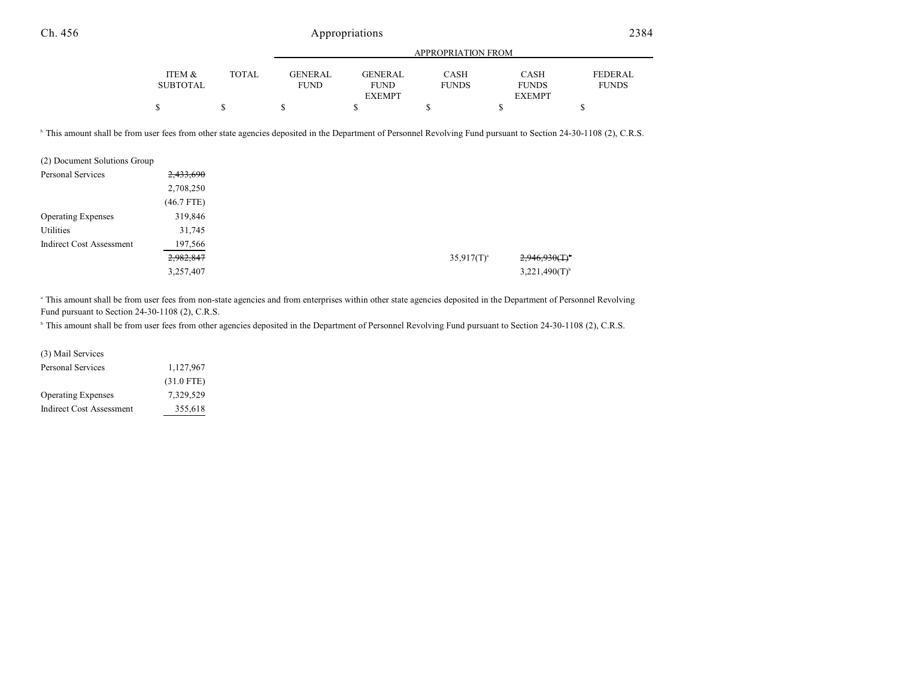| | ITEM & SUBTOTAL | TOTAL | GENERAL FUND | GENERAL FUND EXEMPT | CASH FUNDS | CASH FUNDS EXEMPT | FEDERAL FUNDS |
|---|---|---|---|---|---|---|---|
| | $ | $ | $ | $ | $ | $ | $ |

[b] This amount shall be from user fees from other state agencies deposited in the Department of Personnel Revolving Fund pursuant to Section 24-30-1108 (2), C.R.S.

| | ITEM & SUBTOTAL | TOTAL | GENERAL FUND | GENERAL FUND EXEMPT | CASH FUNDS | CASH FUNDS EXEMPT | FEDERAL FUNDS |
|---|---|---|---|---|---|---|---|
| (2) Document Solutions Group | | | | | | | |
| Personal Services | ~~2,433,690~~ | | | | | | |
| | 2,708,250 | | | | | | |
| | (46.7 FTE) | | | | | | |
| Operating Expenses | 319,846 | | | | | | |
| Utilities | 31,745 | | | | | | |
| Indirect Cost Assessment | 197,566 | | | | | | |
| | ~~2,982,847~~ | | | | 35,917(T)[a] | ~~2,946,930(T)[b]~~ | |
| | 3,257,407 | | | | | 3,221,490(T)[b] | |

[a] This amount shall be from user fees from non-state agencies and from enterprises within other state agencies deposited in the Department of Personnel Revolving Fund pursuant to Section 24-30-1108 (2), C.R.S.

[b] This amount shall be from user fees from other agencies deposited in the Department of Personnel Revolving Fund pursuant to Section 24-30-1108 (2), C.R.S.

| | ITEM & SUBTOTAL | TOTAL | GENERAL FUND | GENERAL FUND EXEMPT | CASH FUNDS | CASH FUNDS EXEMPT | FEDERAL FUNDS |
|---|---|---|---|---|---|---|---|
| (3) Mail Services | | | | | | | |
| Personal Services | 1,127,967 | | | | | | |
| | (31.0 FTE) | | | | | | |
| Operating Expenses | 7,329,529 | | | | | | |
| Indirect Cost Assessment | 355,618 | | | | | | |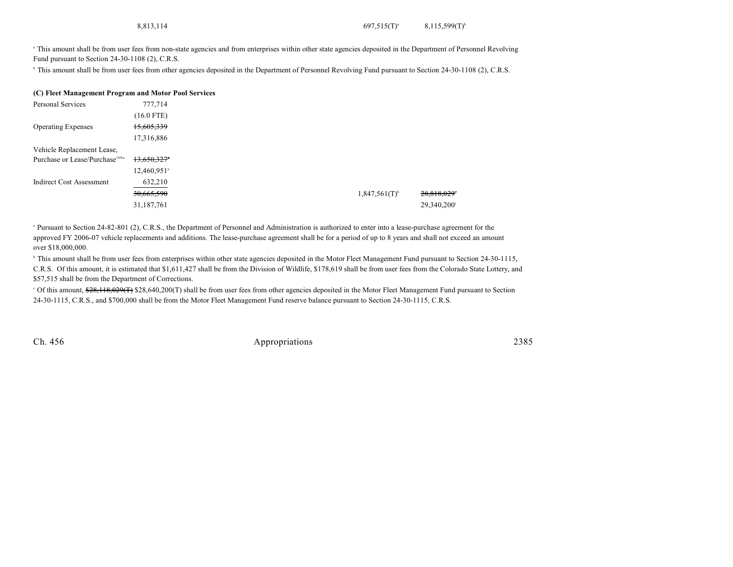| | | | | | |
|---|---|---|---|---|---|
| | 8,813,114 | | | 697,515(T)[a] | 8,115,599(T)[b] |

[a] This amount shall be from user fees from non-state agencies and from enterprises within other state agencies deposited in the Department of Personnel Revolving Fund pursuant to Section 24-30-1108 (2), C.R.S.

[b] This amount shall be from user fees from other agencies deposited in the Department of Personnel Revolving Fund pursuant to Section 24-30-1108 (2), C.R.S.

**(C) Fleet Management Program and Motor Pool Services**

| | | | | | |
|---|---|---|---|---|---|
| Personal Services | 777,714 | | | | |
| | (16.0 FTE) | | | | |
| Operating Expenses | ~~15,605,339~~ | | | | |
| | 17,316,886 | | | | |
| Vehicle Replacement Lease, Purchase or Lease/Purchase[100a] | ~~13,650,327~~[a] | | | | |
| | 12,460,951[a] | | | | |
| Indirect Cost Assessment | 632,210 | | | | |
| | ~~30,665,590~~ | | | 1,847,561(T)[b] | ~~28,818,029~~[c] |
| | 31,187,761 | | | | 29,340,200[c] |

[a] Pursuant to Section 24-82-801 (2), C.R.S., the Department of Personnel and Administration is authorized to enter into a lease-purchase agreement for the approved FY 2006-07 vehicle replacements and additions. The lease-purchase agreement shall be for a period of up to 8 years and shall not exceed an amount over $18,000,000.

[b] This amount shall be from user fees from enterprises within other state agencies deposited in the Motor Fleet Management Fund pursuant to Section 24-30-1115, C.R.S. Of this amount, it is estimated that $1,611,427 shall be from the Division of Wildlife, $178,619 shall be from user fees from the Colorado State Lottery, and $57,515 shall be from the Department of Corrections.

[c] Of this amount, ~~$28,118,029(T)~~ $28,640,200(T) shall be from user fees from other agencies deposited in the Motor Fleet Management Fund pursuant to Section 24-30-1115, C.R.S., and $700,000 shall be from the Motor Fleet Management Fund reserve balance pursuant to Section 24-30-1115, C.R.S.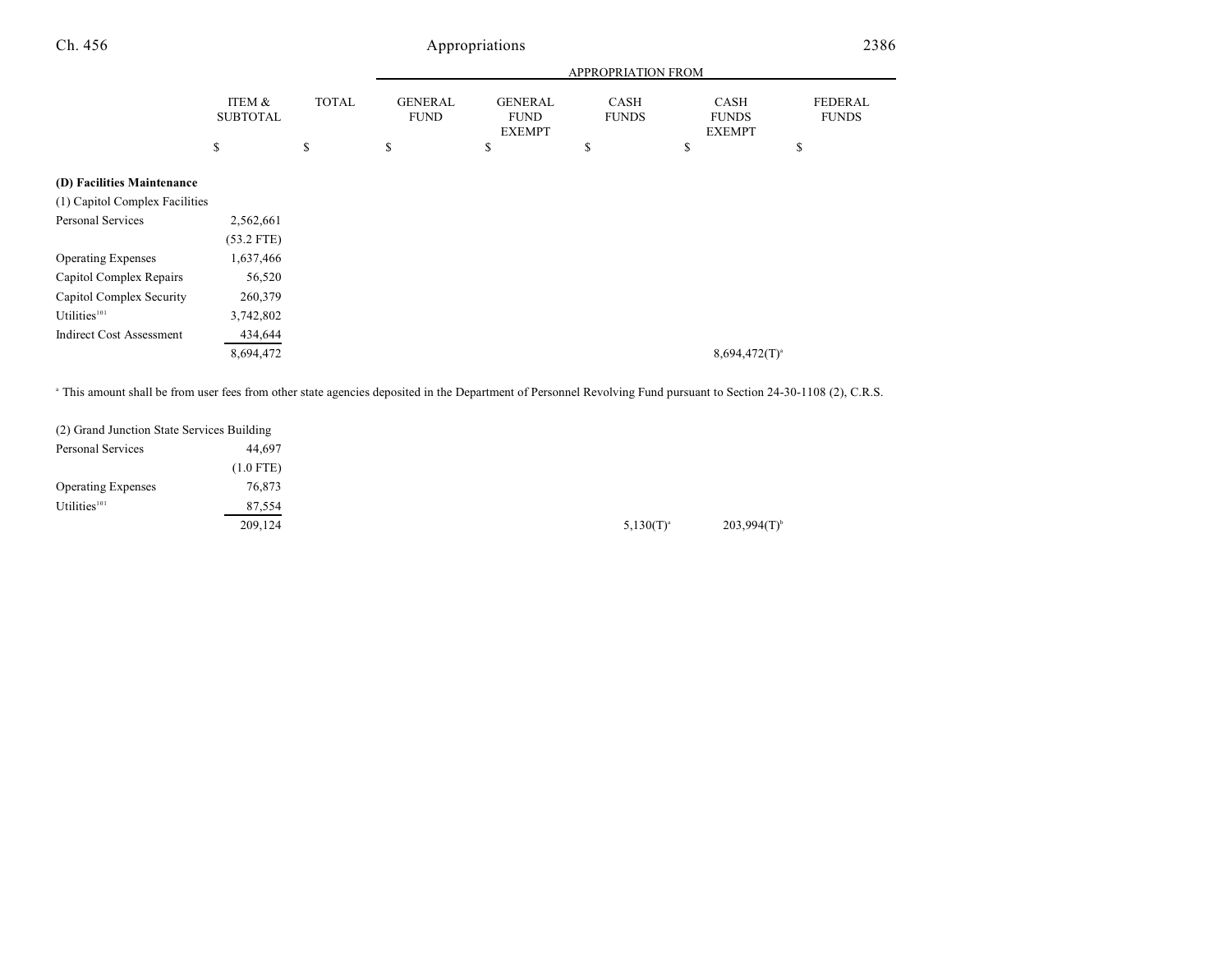| | ITEM & SUBTOTAL | TOTAL | APPROPRIATION FROM GENERAL FUND | GENERAL FUND EXEMPT | CASH FUNDS | CASH FUNDS EXEMPT | FEDERAL FUNDS |
|---|---|---|---|---|---|---|---|
| | $ | $ | $ | $ | $ | $ | $ |
| **(D) Facilities Maintenance** | | | | | | | |
| (1) Capitol Complex Facilities | | | | | | | |
| Personal Services | 2,562,661 | | | | | | |
| | (53.2 FTE) | | | | | | |
| Operating Expenses | 1,637,466 | | | | | | |
| Capitol Complex Repairs | 56,520 | | | | | | |
| Capitol Complex Security | 260,379 | | | | | | |
| Utilities[101] | 3,742,802 | | | | | | |
| Indirect Cost Assessment | 434,644 | | | | | | |
| | 8,694,472 | | | | | 8,694,472(T)[a] | |

[a] This amount shall be from user fees from other state agencies deposited in the Department of Personnel Revolving Fund pursuant to Section 24-30-1108 (2), C.R.S.

| | ITEM & SUBTOTAL | TOTAL | GENERAL FUND | GENERAL FUND EXEMPT | CASH FUNDS | CASH FUNDS EXEMPT | FEDERAL FUNDS |
|---|---|---|---|---|---|---|---|
| (2) Grand Junction State Services Building | | | | | | | |
| Personal Services | 44,697 | | | | | | |
| | (1.0 FTE) | | | | | | |
| Operating Expenses | 76,873 | | | | | | |
| Utilities[101] | 87,554 | | | | | | |
| | 209,124 | | | | 5,130(T)[a] | 203,994(T)[b] | |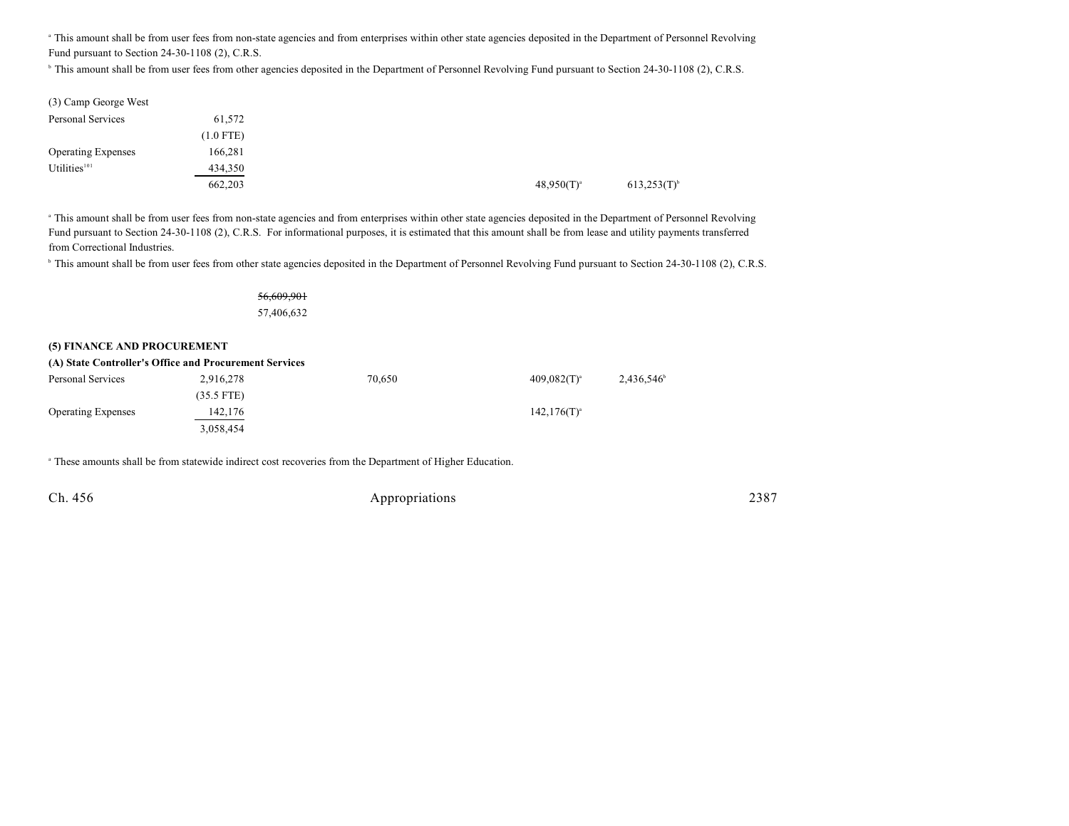[a] This amount shall be from user fees from non-state agencies and from enterprises within other state agencies deposited in the Department of Personnel Revolving Fund pursuant to Section 24-30-1108 (2), C.R.S.

[b] This amount shall be from user fees from other agencies deposited in the Department of Personnel Revolving Fund pursuant to Section 24-30-1108 (2), C.R.S.

| | | | | | | |
|---|---|---|---|---|---|---|
| (3) Camp George West | | | | | | |
| Personal Services | 61,572 | | | | | |
| | (1.0 FTE) | | | | | |
| Operating Expenses | 166,281 | | | | | |
| Utilities[101] | 434,350 | | | | | |
| | 662,203 | | | | 48,950(T)[a] | 613,253(T)[b] |

[a] This amount shall be from user fees from non-state agencies and from enterprises within other state agencies deposited in the Department of Personnel Revolving Fund pursuant to Section 24-30-1108 (2), C.R.S. For informational purposes, it is estimated that this amount shall be from lease and utility payments transferred from Correctional Industries.

[b] This amount shall be from user fees from other state agencies deposited in the Department of Personnel Revolving Fund pursuant to Section 24-30-1108 (2), C.R.S.

| | | | | | | |
|---|---|---|---|---|---|---|
| | | ~~56,609,901~~ | | | | |
| | | 57,406,632 | | | | |

**(5) FINANCE AND PROCUREMENT**

**(A) State Controller's Office and Procurement Services**

| | | | | | | |
|---|---|---|---|---|---|---|
| Personal Services | 2,916,278 | | 70,650 | | 409,082(T)[a] | 2,436,546[b] |
| | (35.5 FTE) | | | | | |
| Operating Expenses | 142,176 | | | | 142,176(T)[a] | |
| | 3,058,454 | | | | | |

[a] These amounts shall be from statewide indirect cost recoveries from the Department of Higher Education.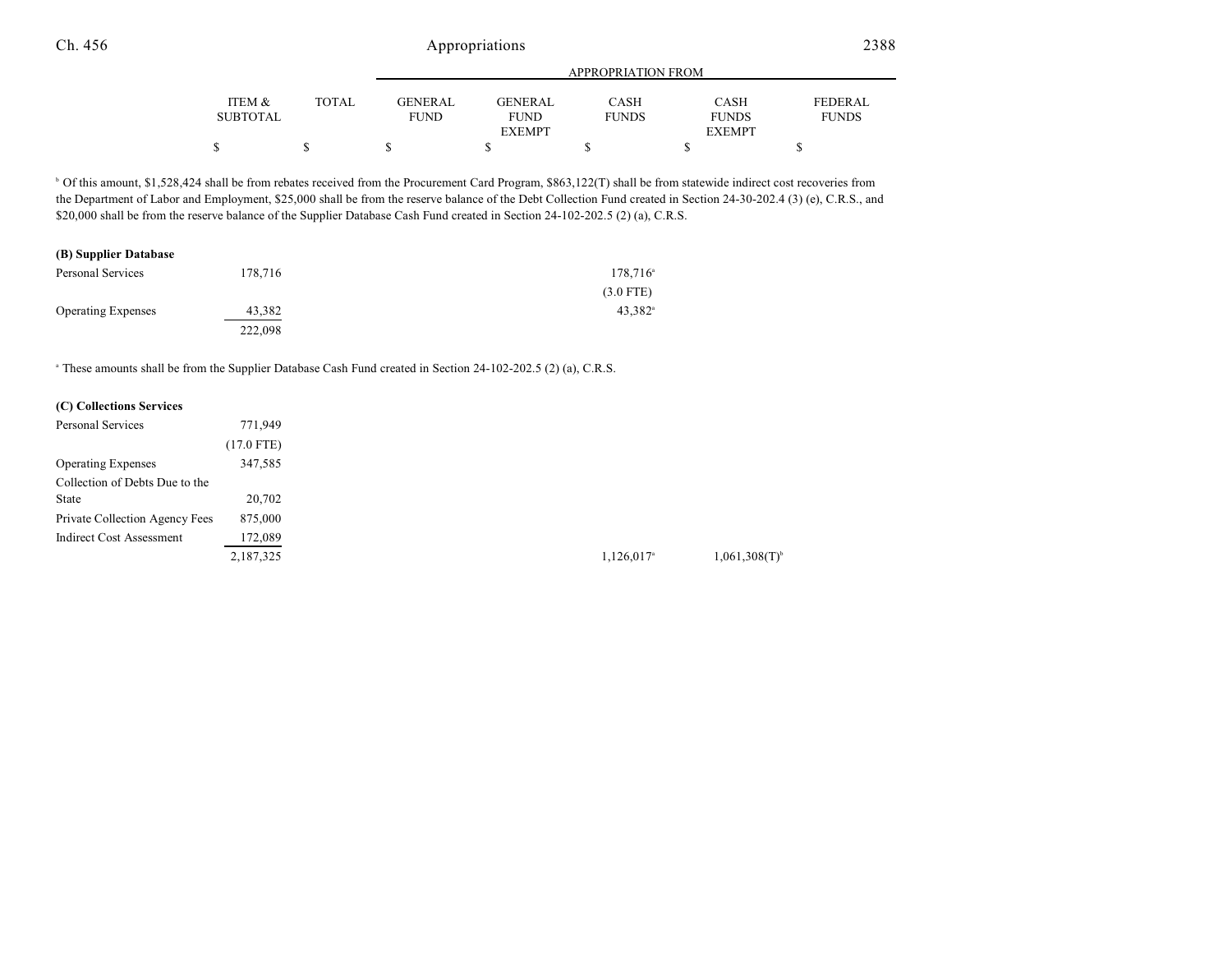| | ITEM & SUBTOTAL | TOTAL | GENERAL FUND | GENERAL FUND EXEMPT | CASH FUNDS | CASH FUNDS EXEMPT | FEDERAL FUNDS |
|---|---|---|---|---|---|---|---|
| | $ | $ | $ | $ | $ | $ | $ |

[b] Of this amount, $1,528,424 shall be from rebates received from the Procurement Card Program, $863,122(T) shall be from statewide indirect cost recoveries from the Department of Labor and Employment, $25,000 shall be from the reserve balance of the Debt Collection Fund created in Section 24-30-202.4 (3) (e), C.R.S., and $20,000 shall be from the reserve balance of the Supplier Database Cash Fund created in Section 24-102-202.5 (2) (a), C.R.S.

| | ITEM & SUBTOTAL | TOTAL | GENERAL FUND | GENERAL FUND EXEMPT | CASH FUNDS | CASH FUNDS EXEMPT | FEDERAL FUNDS |
|---|---|---|---|---|---|---|---|
| **(B) Supplier Database** | | | | | | | |
| Personal Services | 178,716 | | | | 178,716[a] | | |
| | | | | | (3.0 FTE) | | |
| Operating Expenses | 43,382 | | | | 43,382[a] | | |
| | 222,098 | | | | | | |

[a] These amounts shall be from the Supplier Database Cash Fund created in Section 24-102-202.5 (2) (a), C.R.S.

| | ITEM & SUBTOTAL | TOTAL | GENERAL FUND | GENERAL FUND EXEMPT | CASH FUNDS | CASH FUNDS EXEMPT | FEDERAL FUNDS |
|---|---|---|---|---|---|---|---|
| **(C) Collections Services** | | | | | | | |
| Personal Services | 771,949 | | | | | | |
| | (17.0 FTE) | | | | | | |
| Operating Expenses | 347,585 | | | | | | |
| Collection of Debts Due to the State | 20,702 | | | | | | |
| Private Collection Agency Fees | 875,000 | | | | | | |
| Indirect Cost Assessment | 172,089 | | | | | | |
| | 2,187,325 | | | | 1,126,017[a] | 1,061,308(T)[b] | |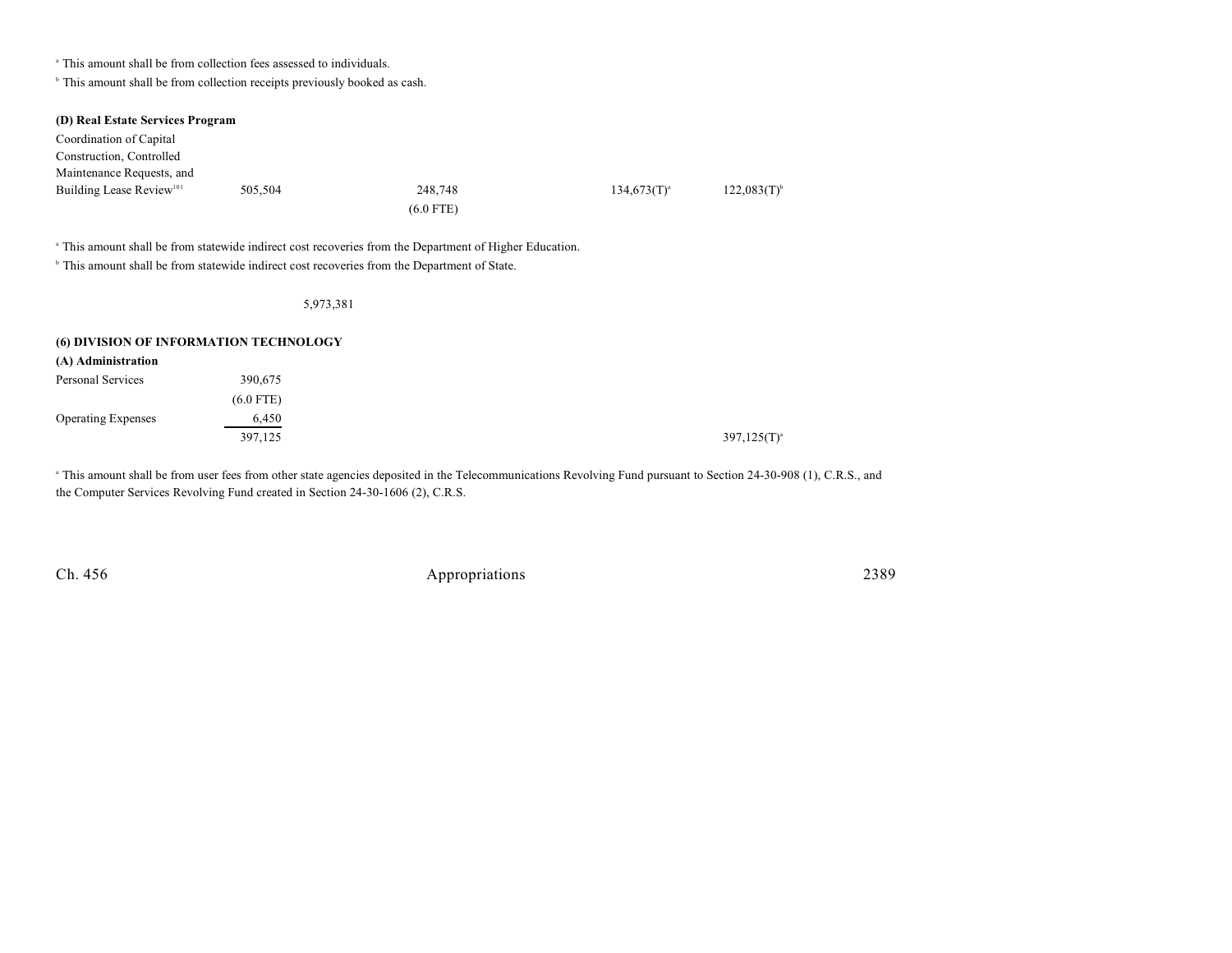[a] This amount shall be from collection fees assessed to individuals.

[b] This amount shall be from collection receipts previously booked as cash.

**(D) Real Estate Services Program**

| | | | | | |
|---|---|---|---|---|---|
| Coordination of Capital Construction, Controlled Maintenance Requests, and Building Lease Review[101] | 505,504 | 248,748 (6.0 FTE) | | 134,673(T)[a] | 122,083(T)[b] |

[a] This amount shall be from statewide indirect cost recoveries from the Department of Higher Education.

[b] This amount shall be from statewide indirect cost recoveries from the Department of State.

5,973,381

**(6) DIVISION OF INFORMATION TECHNOLOGY**

**(A) Administration**

| | | | | | |
|---|---|---|---|---|---|
| Personal Services | 390,675 (6.0 FTE) | | | | |
| Operating Expenses | 6,450 | | | | |
| | 397,125 | | | | 397,125(T)[a] |

[a] This amount shall be from user fees from other state agencies deposited in the Telecommunications Revolving Fund pursuant to Section 24-30-908 (1), C.R.S., and the Computer Services Revolving Fund created in Section 24-30-1606 (2), C.R.S.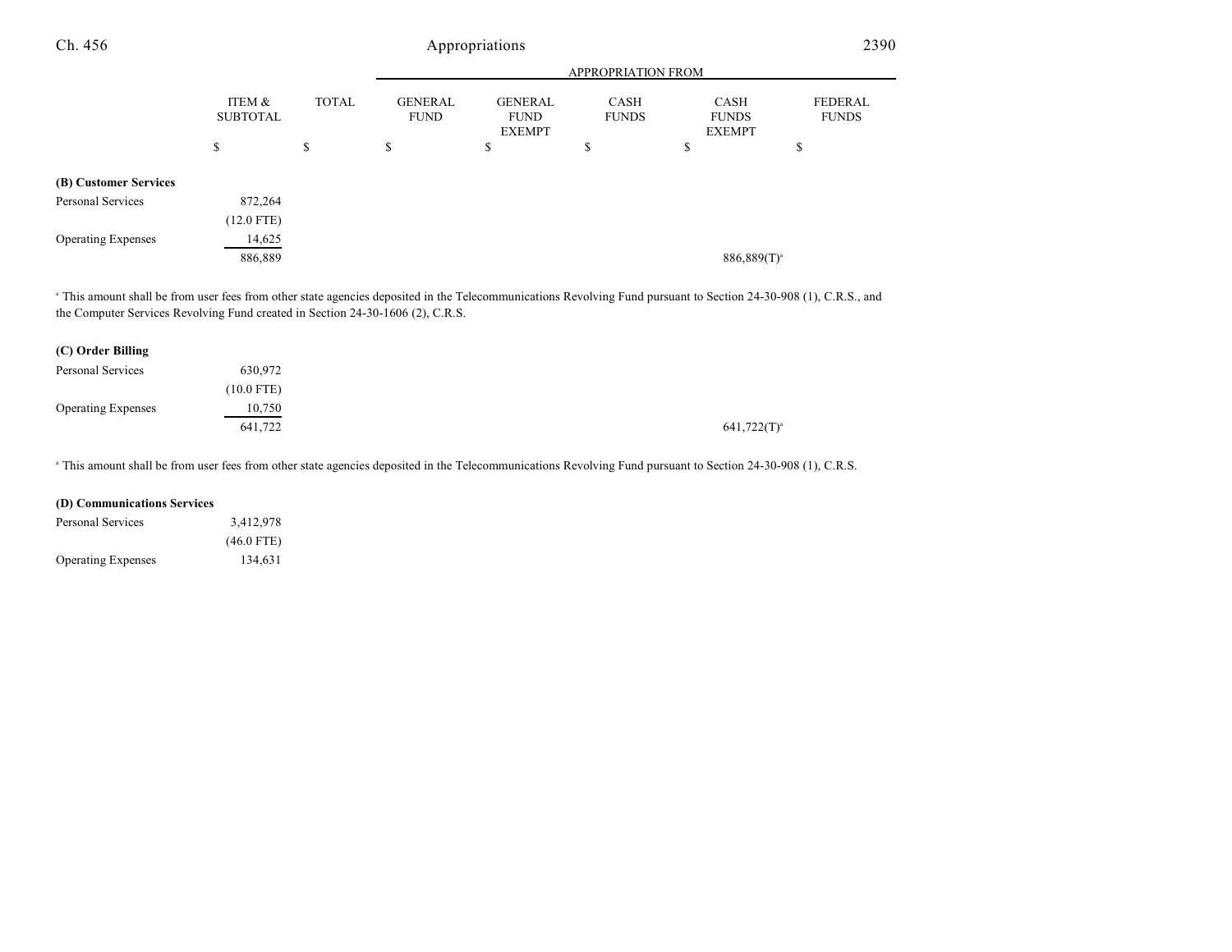| | ITEM & SUBTOTAL | TOTAL | APPROPRIATION FROM GENERAL FUND | GENERAL FUND EXEMPT | CASH FUNDS | CASH FUNDS EXEMPT | FEDERAL FUNDS |
|---|---|---|---|---|---|---|---|
| | $ | $ | $ | $ | $ | $ | $ |
| **(B) Customer Services** | | | | | | | |
| Personal Services | 872,264 | | | | | | |
| | (12.0 FTE) | | | | | | |
| Operating Expenses | 14,625 | | | | | | |
| | 886,889 | | | | | 886,889(T)[a] | |

[a] This amount shall be from user fees from other state agencies deposited in the Telecommunications Revolving Fund pursuant to Section 24-30-908 (1), C.R.S., and the Computer Services Revolving Fund created in Section 24-30-1606 (2), C.R.S.

| | ITEM & SUBTOTAL | TOTAL | GENERAL FUND | GENERAL FUND EXEMPT | CASH FUNDS | CASH FUNDS EXEMPT | FEDERAL FUNDS |
|---|---|---|---|---|---|---|---|
| **(C) Order Billing** | | | | | | | |
| Personal Services | 630,972 | | | | | | |
| | (10.0 FTE) | | | | | | |
| Operating Expenses | 10,750 | | | | | | |
| | 641,722 | | | | | 641,722(T)[a] | |

[a] This amount shall be from user fees from other state agencies deposited in the Telecommunications Revolving Fund pursuant to Section 24-30-908 (1), C.R.S.

| | ITEM & SUBTOTAL | TOTAL | GENERAL FUND | GENERAL FUND EXEMPT | CASH FUNDS | CASH FUNDS EXEMPT | FEDERAL FUNDS |
|---|---|---|---|---|---|---|---|
| **(D) Communications Services** | | | | | | | |
| Personal Services | 3,412,978 | | | | | | |
| | (46.0 FTE) | | | | | | |
| Operating Expenses | 134,631 | | | | | | |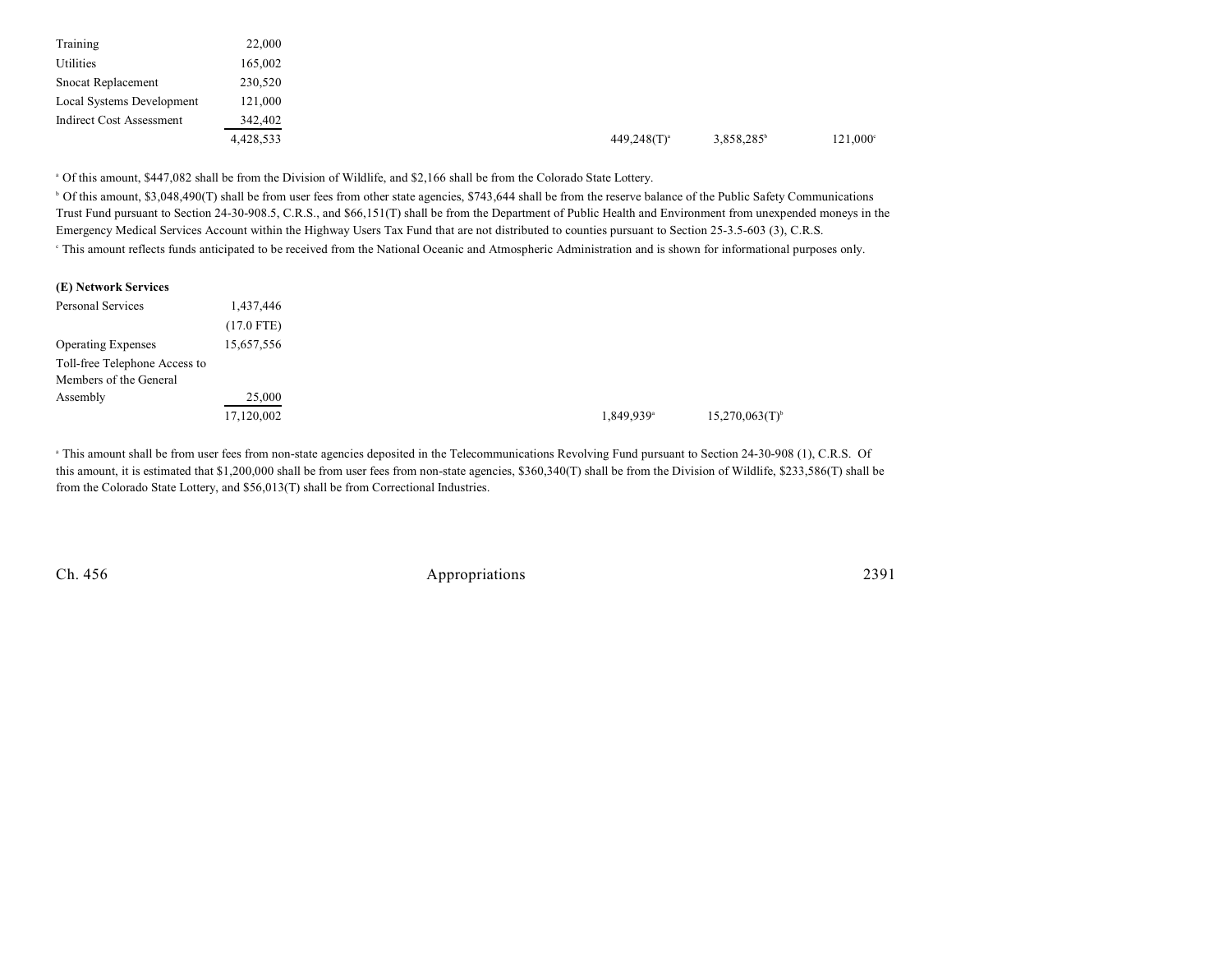| | | | | | | |
|---|---|---|---|---|---|---|
| Training | 22,000 | | | | | |
| Utilities | 165,002 | | | | | |
| Snocat Replacement | 230,520 | | | | | |
| Local Systems Development | 121,000 | | | | | |
| Indirect Cost Assessment | 342,402 | | | | | |
| | 4,428,533 | | | 449,248(T)[a] | 3,858,285[b] | 121,000[c] |

[a] Of this amount, $447,082 shall be from the Division of Wildlife, and $2,166 shall be from the Colorado State Lottery.

[b] Of this amount, $3,048,490(T) shall be from user fees from other state agencies, $743,644 shall be from the reserve balance of the Public Safety Communications Trust Fund pursuant to Section 24-30-908.5, C.R.S., and $66,151(T) shall be from the Department of Public Health and Environment from unexpended moneys in the Emergency Medical Services Account within the Highway Users Tax Fund that are not distributed to counties pursuant to Section 25-3.5-603 (3), C.R.S.

[c] This amount reflects funds anticipated to be received from the National Oceanic and Atmospheric Administration and is shown for informational purposes only.

**(E) Network Services**

| | | | | | | |
|---|---|---|---|---|---|---|
| Personal Services | 1,437,446 | | | | | |
| | (17.0 FTE) | | | | | |
| Operating Expenses | 15,657,556 | | | | | |
| Toll-free Telephone Access to Members of the General Assembly | 25,000 | | | | | |
| | 17,120,002 | | | 1,849,939[a] | 15,270,063(T)[b] | |

[a] This amount shall be from user fees from non-state agencies deposited in the Telecommunications Revolving Fund pursuant to Section 24-30-908 (1), C.R.S. Of this amount, it is estimated that $1,200,000 shall be from user fees from non-state agencies, $360,340(T) shall be from the Division of Wildlife, $233,586(T) shall be from the Colorado State Lottery, and $56,013(T) shall be from Correctional Industries.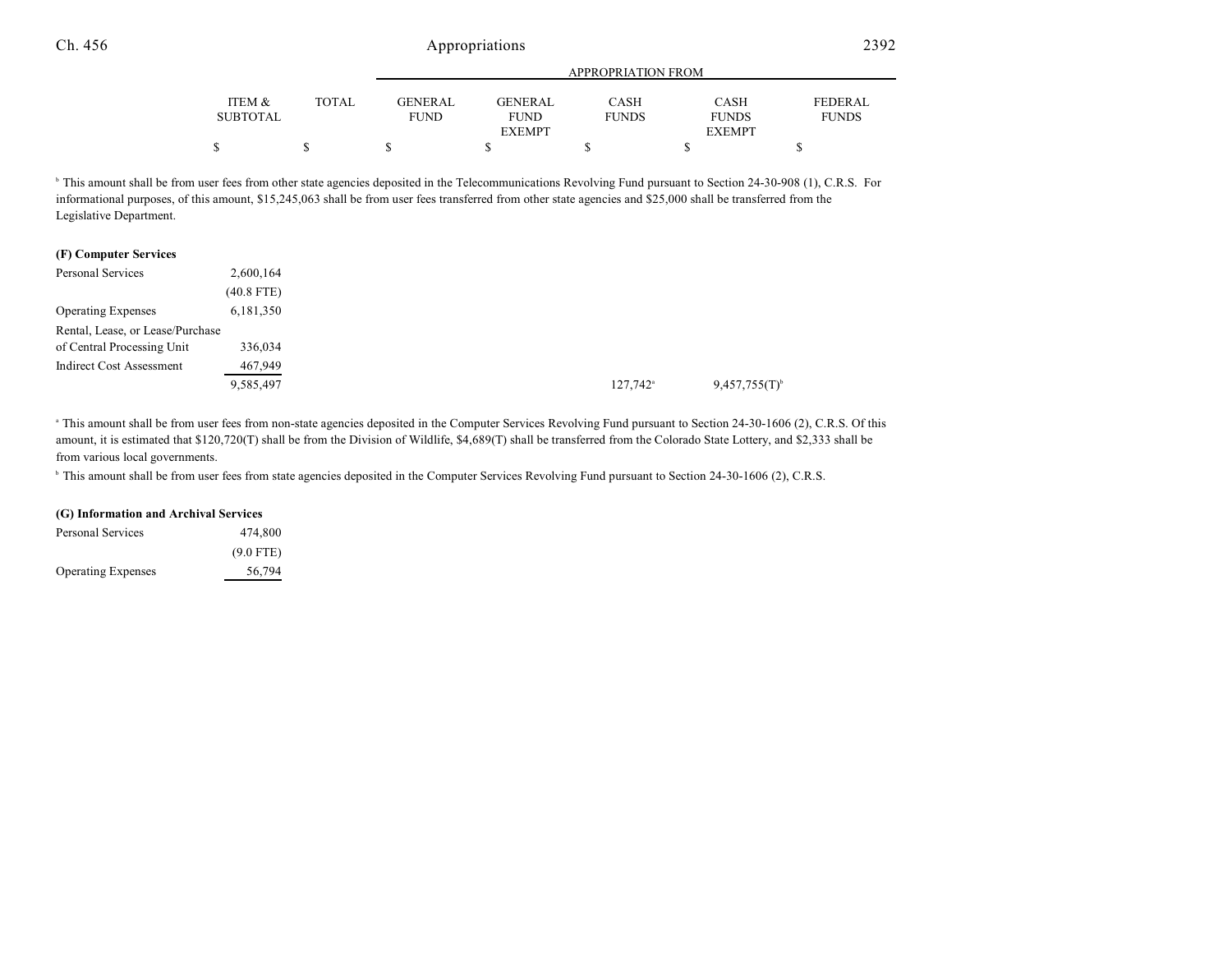| | ITEM & SUBTOTAL | TOTAL | GENERAL FUND | GENERAL FUND EXEMPT | CASH FUNDS | CASH FUNDS EXEMPT | FEDERAL FUNDS |
|---|---|---|---|---|---|---|---|
| | $ | $ | $ | $ | $ | $ | $ |

[b] This amount shall be from user fees from other state agencies deposited in the Telecommunications Revolving Fund pursuant to Section 24-30-908 (1), C.R.S. For informational purposes, of this amount, $15,245,063 shall be from user fees transferred from other state agencies and $25,000 shall be transferred from the Legislative Department.

**(F) Computer Services**

| | ITEM & SUBTOTAL | TOTAL | GENERAL FUND | GENERAL FUND EXEMPT | CASH FUNDS | CASH FUNDS EXEMPT | FEDERAL FUNDS |
|---|---|---|---|---|---|---|---|
| Personal Services | 2,600,164 | | | | | | |
| | (40.8 FTE) | | | | | | |
| Operating Expenses | 6,181,350 | | | | | | |
| Rental, Lease, or Lease/Purchase of Central Processing Unit | 336,034 | | | | | | |
| Indirect Cost Assessment | 467,949 | | | | | | |
| | 9,585,497 | | | | 127,742[a] | 9,457,755(T)[b] | |

[a] This amount shall be from user fees from non-state agencies deposited in the Computer Services Revolving Fund pursuant to Section 24-30-1606 (2), C.R.S. Of this amount, it is estimated that $120,720(T) shall be from the Division of Wildlife, $4,689(T) shall be transferred from the Colorado State Lottery, and $2,333 shall be from various local governments.

[b] This amount shall be from user fees from state agencies deposited in the Computer Services Revolving Fund pursuant to Section 24-30-1606 (2), C.R.S.

**(G) Information and Archival Services**

| | ITEM & SUBTOTAL | TOTAL | GENERAL FUND | GENERAL FUND EXEMPT | CASH FUNDS | CASH FUNDS EXEMPT | FEDERAL FUNDS |
|---|---|---|---|---|---|---|---|
| Personal Services | 474,800 | | | | | | |
| | (9.0 FTE) | | | | | | |
| Operating Expenses | 56,794 | | | | | | |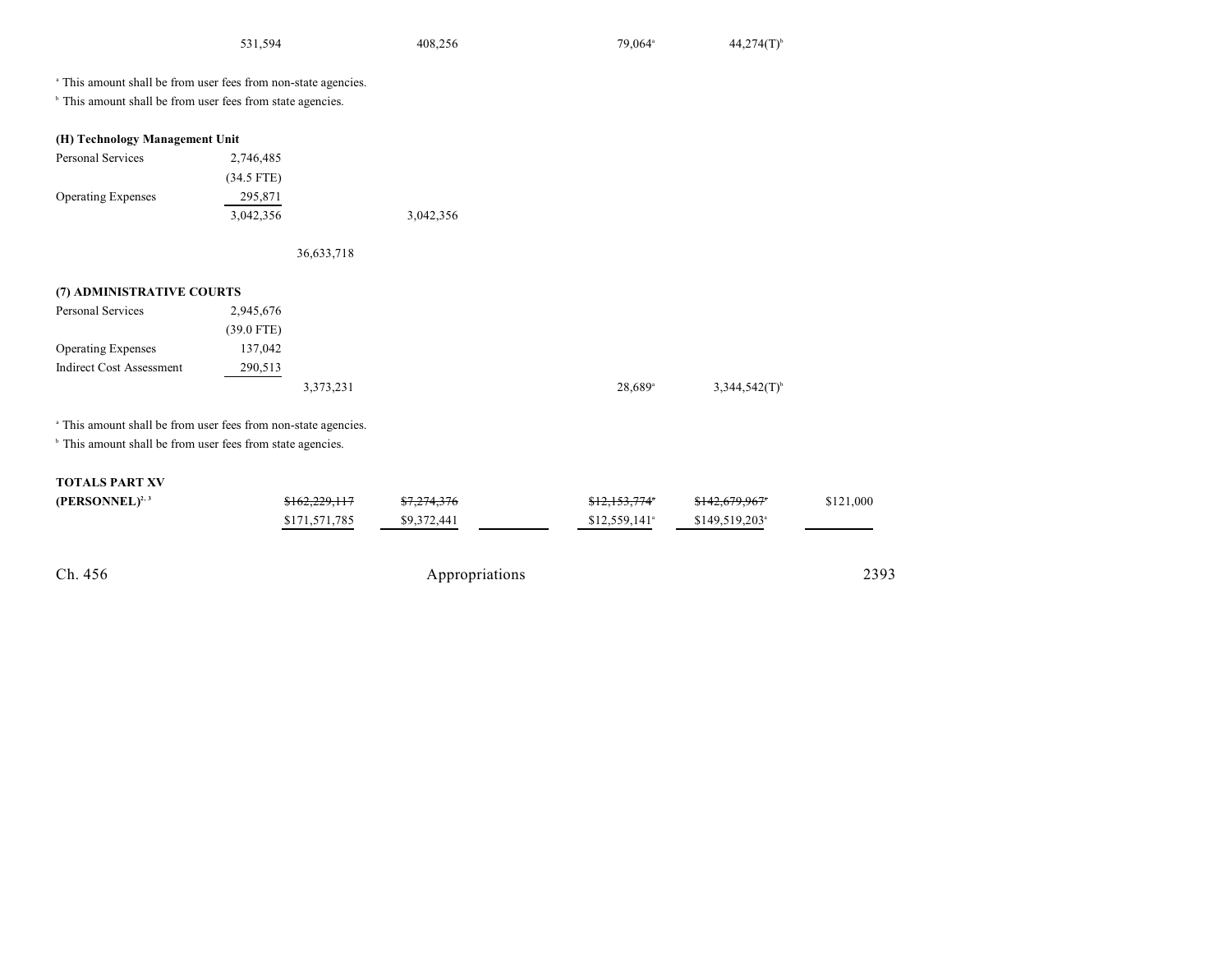| | | | | | | |
|---|---|---|---|---|---|---|
| | 531,594 | 408,256 | | 79,064[a] | 44,274(T)[b] | |

[a] This amount shall be from user fees from non-state agencies.

[b] This amount shall be from user fees from state agencies.

**(H) Technology Management Unit**

| | | | | | | | |
|---|---|---|---|---|---|---|---|
| Personal Services | 2,746,485 | | | | | | |
| | (34.5 FTE) | | | | | | |
| Operating Expenses | 295,871 | | | | | | |
| | 3,042,356 | | 3,042,356 | | | | |
| | | 36,633,718 | | | | | |

**(7) ADMINISTRATIVE COURTS**

| | | | | | | | |
|---|---|---|---|---|---|---|---|
| Personal Services | 2,945,676 | | | | | | |
| | (39.0 FTE) | | | | | | |
| Operating Expenses | 137,042 | | | | | | |
| Indirect Cost Assessment | 290,513 | | | | | | |
| | | 3,373,231 | | | 28,689[a] | 3,344,542(T)[b] | |

[a] This amount shall be from user fees from non-state agencies.

[b] This amount shall be from user fees from state agencies.

| | | | | | | |
|---|---|---|---|---|---|---|
| **TOTALS PART XV** | | | | | | |
| **(PERSONNEL)**[2, 3] | ~~$162,229,117~~ | ~~$7,274,376~~ | | ~~$12,153,774~~[a] | ~~$142,679,967~~[a] | $121,000 |
| | $171,571,785 | $9,372,441 | | $12,559,141[a] | $149,519,203[a] | |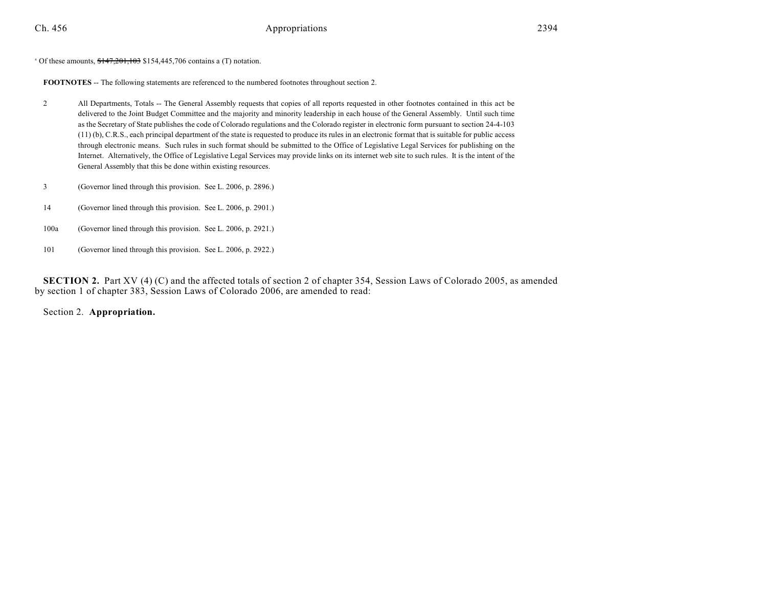[a] Of these amounts, ~~$147,201,103~~ $154,445,706 contains a (T) notation.

**FOOTNOTES** -- The following statements are referenced to the numbered footnotes throughout section 2.

2 All Departments, Totals -- The General Assembly requests that copies of all reports requested in other footnotes contained in this act be delivered to the Joint Budget Committee and the majority and minority leadership in each house of the General Assembly. Until such time as the Secretary of State publishes the code of Colorado regulations and the Colorado register in electronic form pursuant to section 24-4-103 (11) (b), C.R.S., each principal department of the state is requested to produce its rules in an electronic format that is suitable for public access through electronic means. Such rules in such format should be submitted to the Office of Legislative Legal Services for publishing on the Internet. Alternatively, the Office of Legislative Legal Services may provide links on its internet web site to such rules. It is the intent of the General Assembly that this be done within existing resources.

3 (Governor lined through this provision. See L. 2006, p. 2896.)

14 (Governor lined through this provision. See L. 2006, p. 2901.)

100a (Governor lined through this provision. See L. 2006, p. 2921.)

101 (Governor lined through this provision. See L. 2006, p. 2922.)

**SECTION 2.** Part XV (4) (C) and the affected totals of section 2 of chapter 354, Session Laws of Colorado 2005, as amended by section 1 of chapter 383, Session Laws of Colorado 2006, are amended to read:

Section 2. **Appropriation.**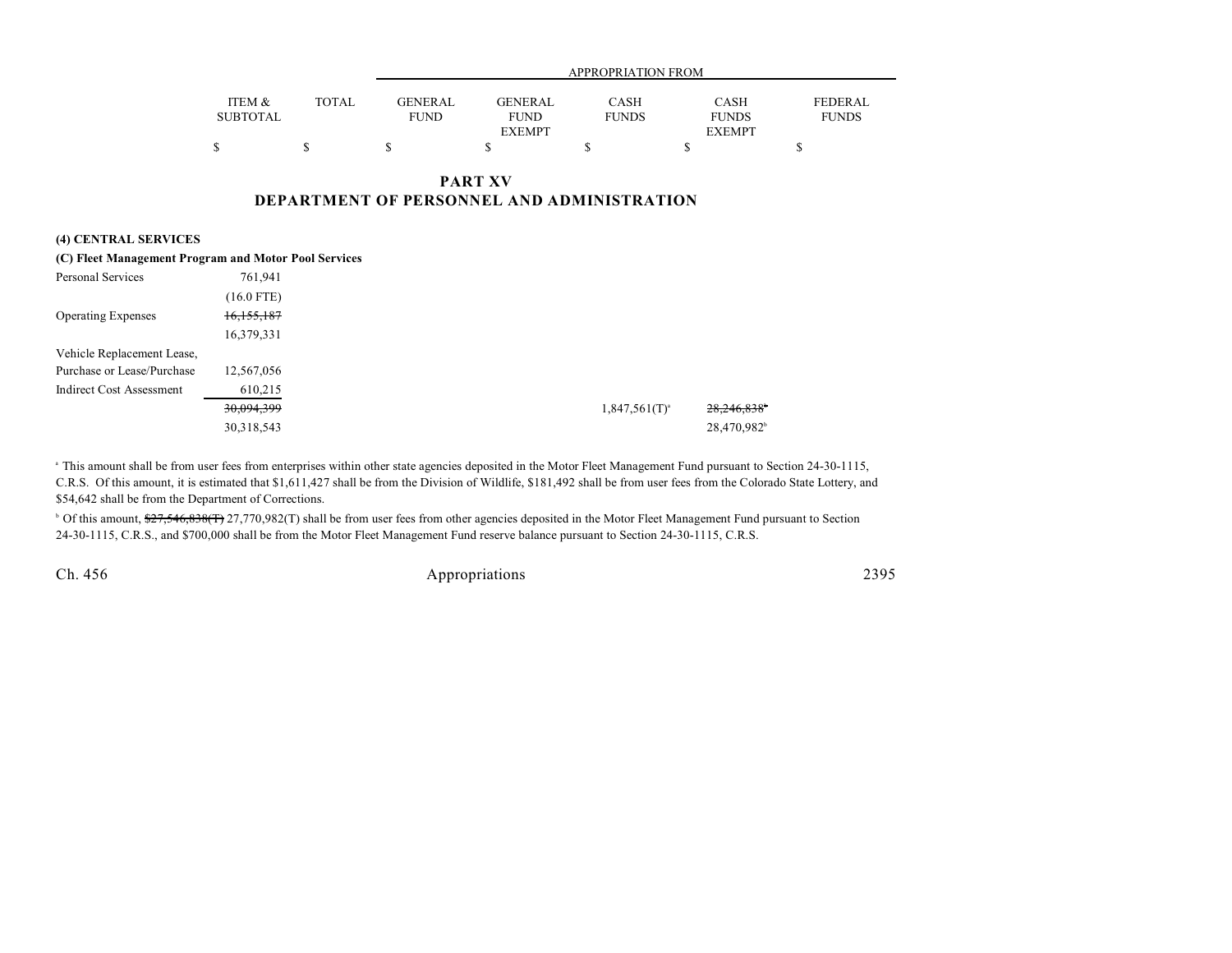| | ITEM & SUBTOTAL | TOTAL | GENERAL FUND | GENERAL FUND EXEMPT | CASH FUNDS | CASH FUNDS EXEMPT | FEDERAL FUNDS |
|---|---|---|---|---|---|---|---|
| | | | APPROPRIATION FROM | | | | |
| | $ | $ | $ | $ | $ | $ | $ |

# PART XV
## DEPARTMENT OF PERSONNEL AND ADMINISTRATION

**(4) CENTRAL SERVICES**

**(C) Fleet Management Program and Motor Pool Services**

| | ITEM & SUBTOTAL | TOTAL | GENERAL FUND | GENERAL FUND EXEMPT | CASH FUNDS | CASH FUNDS EXEMPT | FEDERAL FUNDS |
|---|---|---|---|---|---|---|---|
| Personal Services | 761,941 | | | | | | |
| | (16.0 FTE) | | | | | | |
| Operating Expenses | ~~16,155,187~~ | | | | | | |
| | 16,379,331 | | | | | | |
| Vehicle Replacement Lease, Purchase or Lease/Purchase | 12,567,056 | | | | | | |
| Indirect Cost Assessment | 610,215 | | | | | | |
| | ~~30,094,399~~ | | | | 1,847,561(T)[a] | ~~28,246,838~~[b] | |
| | 30,318,543 | | | | | 28,470,982[b] | |

[a] This amount shall be from user fees from enterprises within other state agencies deposited in the Motor Fleet Management Fund pursuant to Section 24-30-1115, C.R.S. Of this amount, it is estimated that $1,611,427 shall be from the Division of Wildlife, $181,492 shall be from user fees from the Colorado State Lottery, and $54,642 shall be from the Department of Corrections.

[b] Of this amount, ~~$27,546,838(T)~~ 27,770,982(T) shall be from user fees from other agencies deposited in the Motor Fleet Management Fund pursuant to Section 24-30-1115, C.R.S., and $700,000 shall be from the Motor Fleet Management Fund reserve balance pursuant to Section 24-30-1115, C.R.S.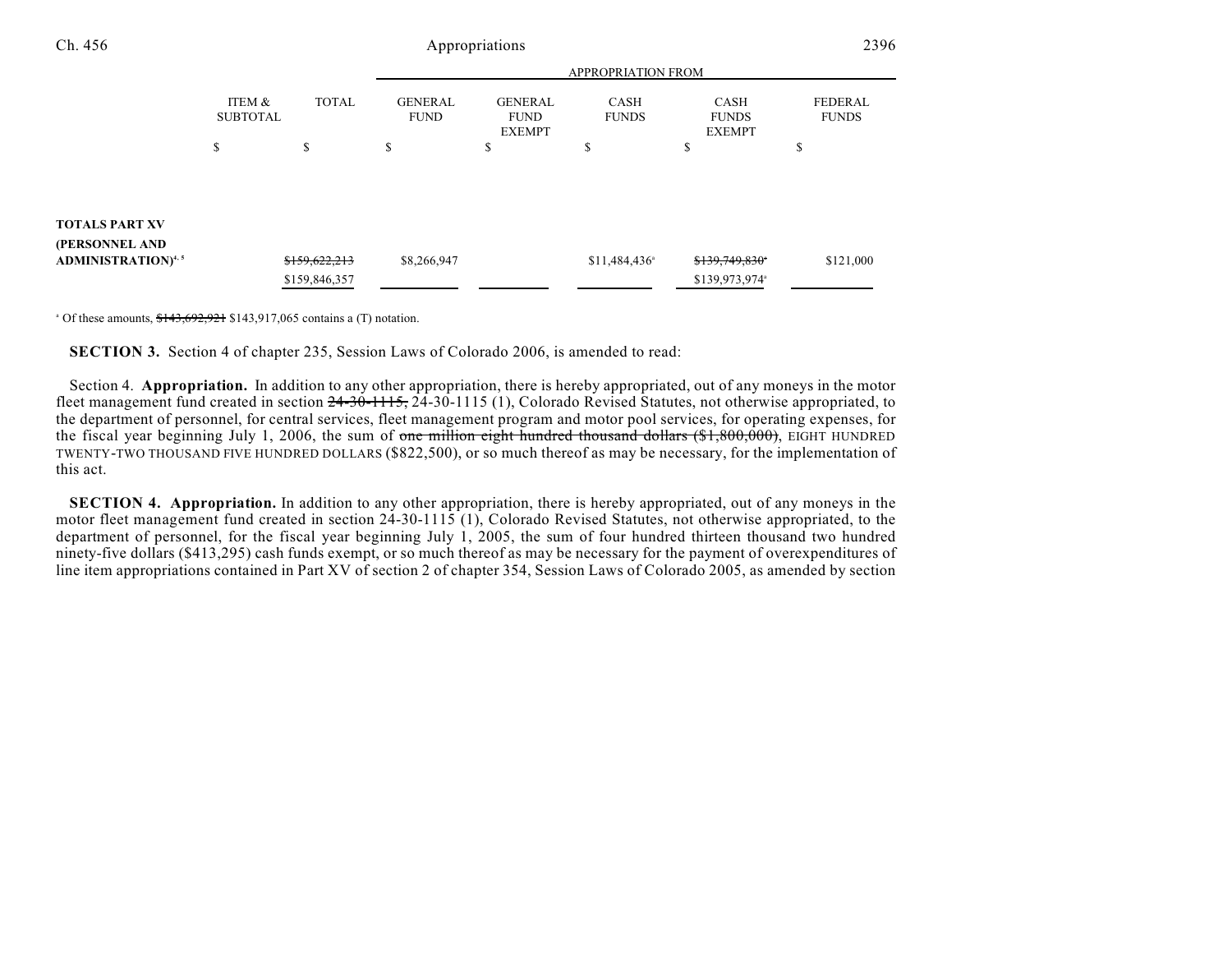| | ITEM & SUBTOTAL | TOTAL | GENERAL FUND | GENERAL FUND EXEMPT | CASH FUNDS | CASH FUNDS EXEMPT | FEDERAL FUNDS |
|---|---|---|---|---|---|---|---|
| | | | APPROPRIATION FROM | | | | |
| | $ | $ | $ | $ | $ | $ | $ |
| **TOTALS PART XV (PERSONNEL AND ADMINISTRATION)**[4, 5] | | ~~$159,622,213~~ $159,846,357 | $8,266,947 | | $11,484,436[a] | ~~$139,749,830~~[a] $139,973,974[a] | $121,000 |

[a] Of these amounts, ~~$143,692,921~~ $143,917,065 contains a (T) notation.

**SECTION 3.** Section 4 of chapter 235, Session Laws of Colorado 2006, is amended to read:

Section 4. **Appropriation.** In addition to any other appropriation, there is hereby appropriated, out of any moneys in the motor fleet management fund created in section ~~24-30-1115,~~ 24-30-1115 (1), Colorado Revised Statutes, not otherwise appropriated, to the department of personnel, for central services, fleet management program and motor pool services, for operating expenses, for the fiscal year beginning July 1, 2006, the sum of ~~one million eight hundred thousand dollars ($1,800,000)~~, EIGHT HUNDRED TWENTY-TWO THOUSAND FIVE HUNDRED DOLLARS ($822,500), or so much thereof as may be necessary, for the implementation of this act.

**SECTION 4. Appropriation.** In addition to any other appropriation, there is hereby appropriated, out of any moneys in the motor fleet management fund created in section 24-30-1115 (1), Colorado Revised Statutes, not otherwise appropriated, to the department of personnel, for the fiscal year beginning July 1, 2005, the sum of four hundred thirteen thousand two hundred ninety-five dollars ($413,295) cash funds exempt, or so much thereof as may be necessary for the payment of overexpenditures of line item appropriations contained in Part XV of section 2 of chapter 354, Session Laws of Colorado 2005, as amended by section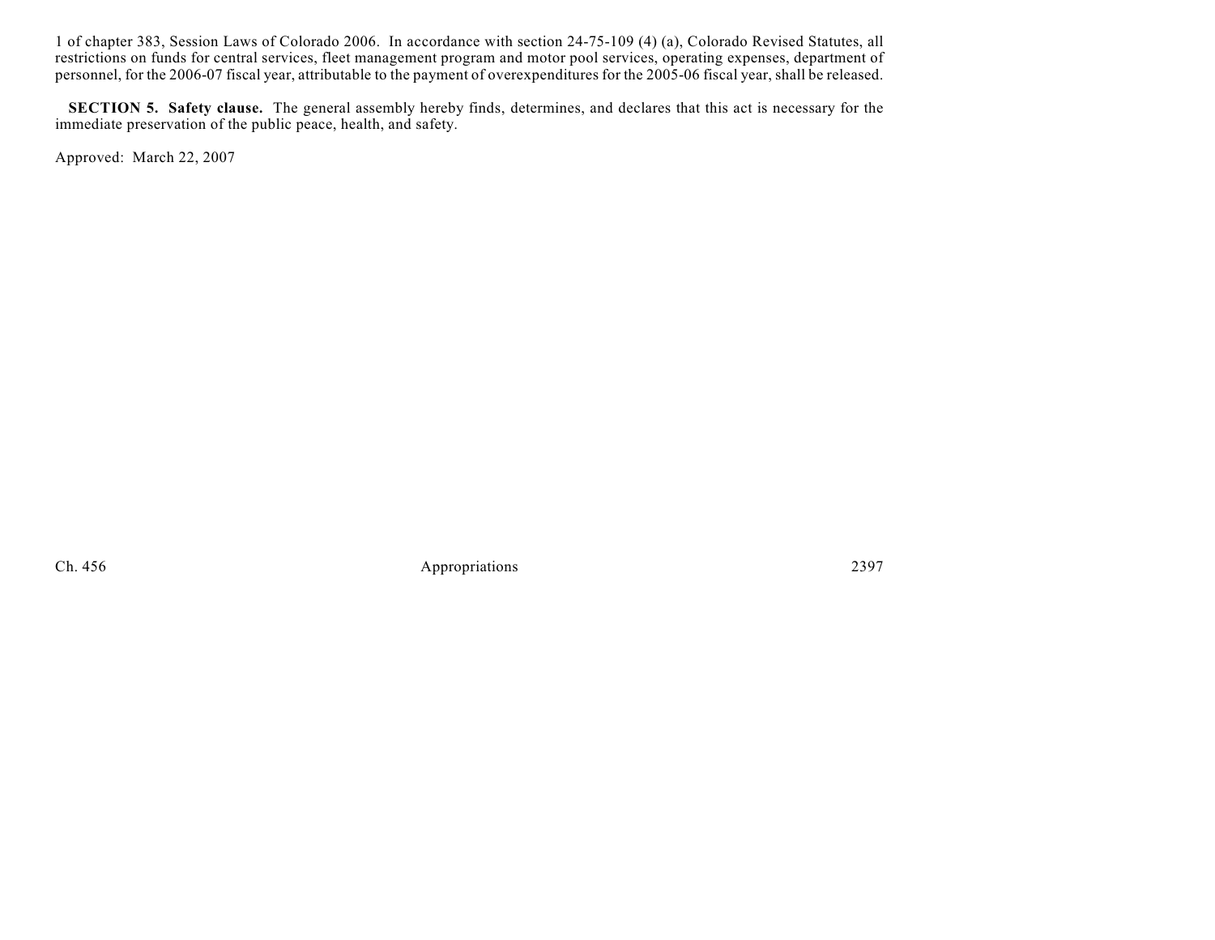1 of chapter 383, Session Laws of Colorado 2006. In accordance with section 24-75-109 (4) (a), Colorado Revised Statutes, all restrictions on funds for central services, fleet management program and motor pool services, operating expenses, department of personnel, for the 2006-07 fiscal year, attributable to the payment of overexpenditures for the 2005-06 fiscal year, shall be released.

**SECTION 5. Safety clause.** The general assembly hereby finds, determines, and declares that this act is necessary for the immediate preservation of the public peace, health, and safety.

Approved: March 22, 2007